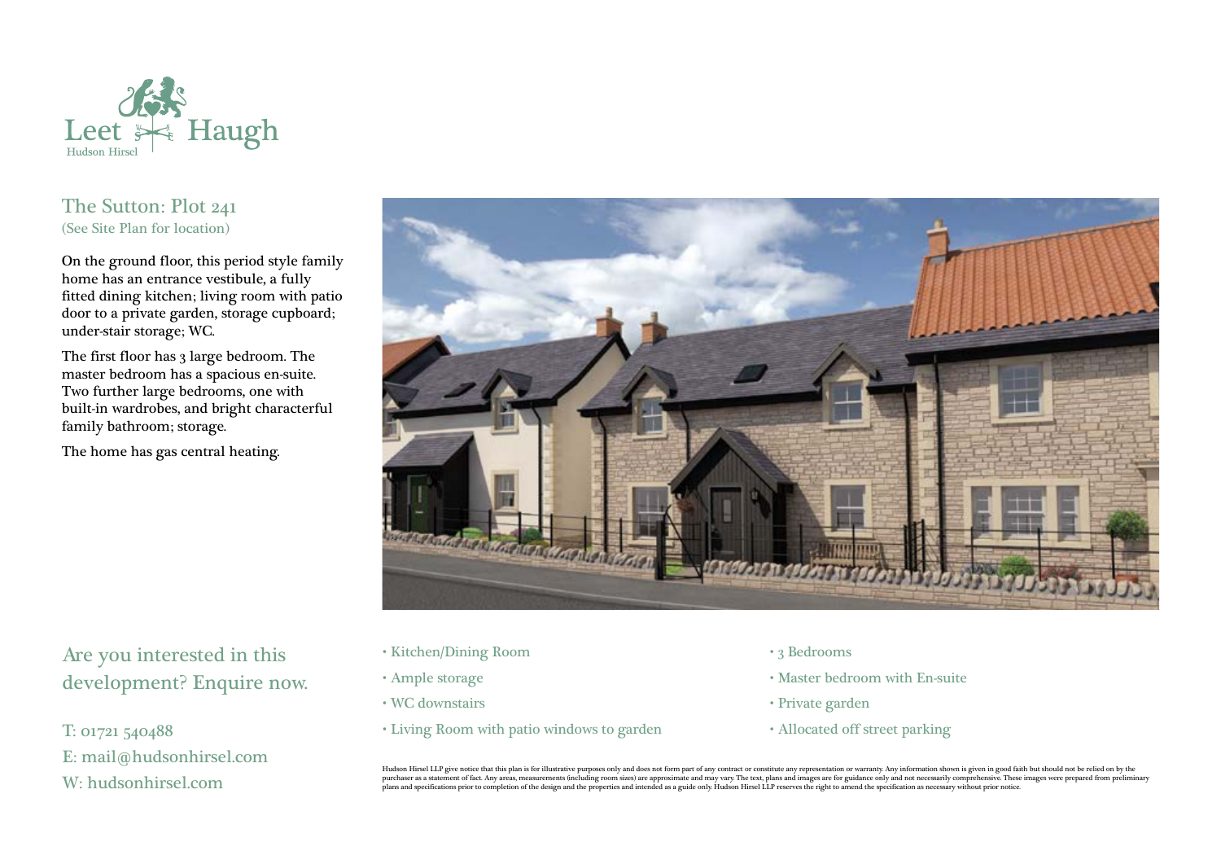Leet Haugh

Hudson Hirsel

## The Sutton: Plot 241

(See Site Plan for location)

On the ground floor, this period style family home has an entrance vestibule, a fully fitted dining kitchen; living room with patio door to a private garden, storage cupboard; under-stair storage; WC.

The first floor has 3 large bedroom. The master bedroom has a spacious en-suite. Two further large bedrooms, one with built-in wardrobes, and bright characterful family bathroom; storage.

The home has gas central heating.

- Kitchen/Dining Room
- Ample storage
- WC downstairs
- Living Room with patio windows to garden
- 3 Bedrooms
- Master bedroom with En-suite
- Private garden
- Allocated off street parking

## Are you interested in this development? Enquire now.

T: 01721 540488

E: mail@hudsonhirsel.com

W: hudsonhirsel.com

Hudson Hirsel LLP give notice that this plan is for illustrative purposes only and does not form part of any contract or constitute any representation or warranty. Any information shown is given in good faith but should not be relied on by the purchaser as a statement of fact. Any areas, measurements (including room sizes) are approximate and may vary. The text, plans and images are for guidance only and not necessarily comprehensive. These images were prepared from preliminary plans and specifications prior to completion of the design and the properties and intended as a guide only. Hudson Hirsel LLP reserves the right to amend the specification as necessary without prior notice.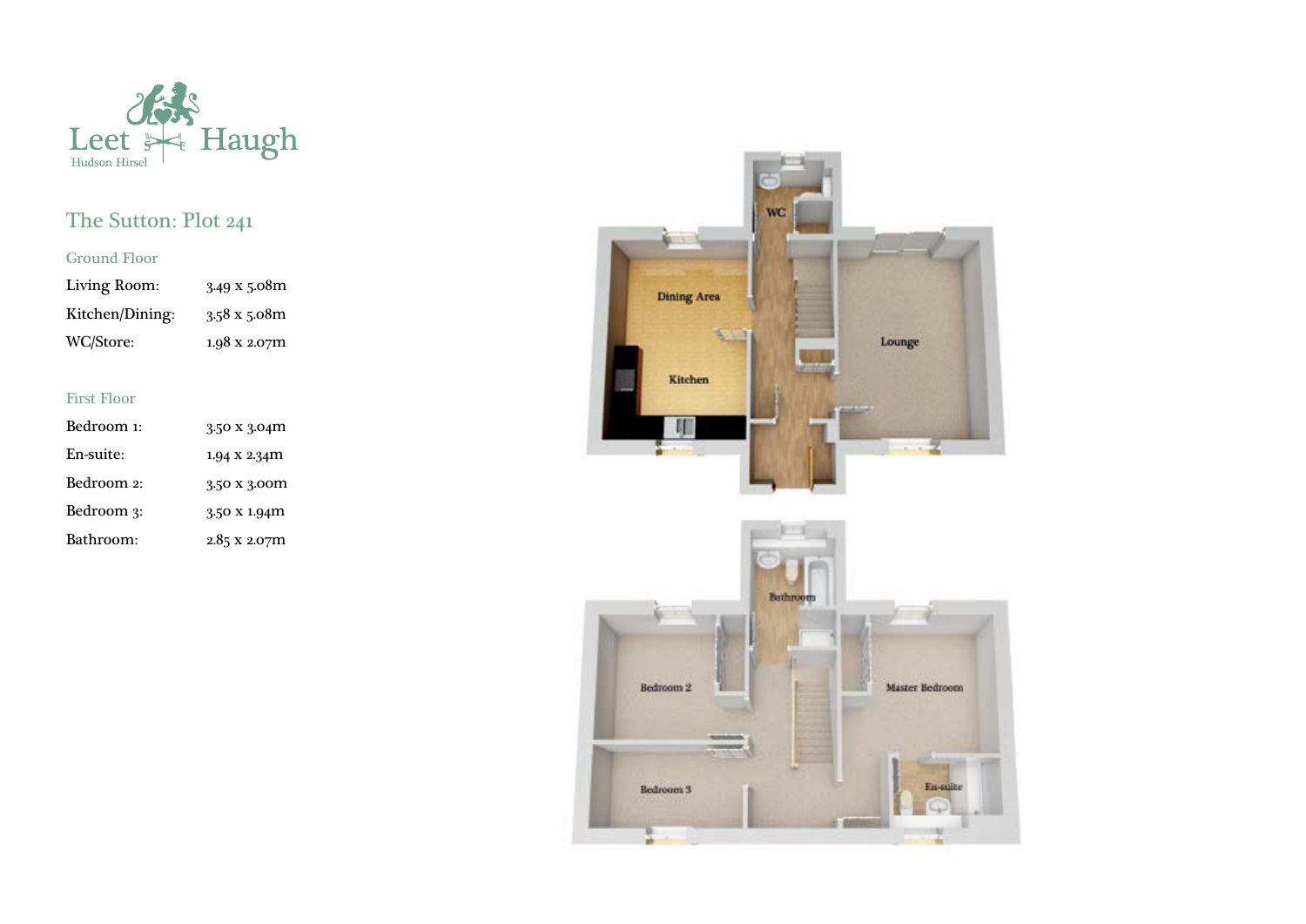Leet Haugh
Hudson Hirsel

## The Sutton: Plot 241

### Ground Floor

| | |
|---|---|
| Living Room: | 3.49 x 5.08m |
| Kitchen/Dining: | 3.58 x 5.08m |
| WC/Store: | 1.98 x 2.07m |

### First Floor

| | |
|---|---|
| Bedroom 1: | 3.50 x 3.04m |
| En-suite: | 1.94 x 2.34m |
| Bedroom 2: | 3.50 x 3.00m |
| Bedroom 3: | 3.50 x 1.94m |
| Bathroom: | 2.85 x 2.07m |

WC
Dining Area
Lounge
Kitchen

Bathroom
Bedroom 2
Master Bedroom
Bedroom 3
En-suite